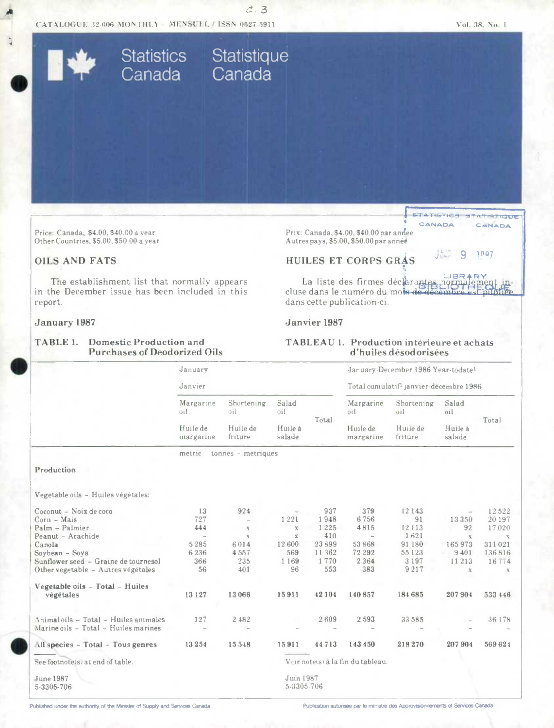CATALOGUE 32-006 MONTHLY - MENSUEL / ISSN 0527-5911

Statistics Canada Statistique Canada

Price: Canada, $4.00, $40.00 a year
Other Countries, $5.00, $50.00 a year

Prix: Canada, $4.00, $40.00 par année
Autres pays, $5.00, $50.00 par année

# OILS AND FATS

# HUILES ET CORPS GRAS

The establishment list that normally appears in the December issue has been included in this report.

La liste des firmes déclarantes normalement incluse dans le numéro du mois de décembre est publiée dans cette publication-ci.

## January 1987

## Janvier 1987

### TABLE 1. Domestic Production and Purchases of Deodorized Oils

### TABLEAU 1. Production intérieure et achats d'huiles désodorisées

| | January – Janvier | | | | January-December 1986 Year-todate[1] – Total cumulatif[1] janvier-décembre 1986 | | | |
|---|---|---|---|---|---|---|---|---|
| | Margarine oil – Huile de margarine | Shortening oil – Huile de friture | Salad oil – Huile à salade | Total | Margarine oil – Huile de margarine | Shortening oil – Huile de friture | Salad oil – Huile à salade | Total |
| | metric - tonnes - métriques | | | | | | | |
| **Production** | | | | | | | | |
| Vegetable oils – Huiles végétales: | | | | | | | | |
| Coconut – Noix de coco | 13 | 924 | – | 937 | 379 | 12 143 | – | 12 522 |
| Corn – Maïs | 727 | – | 1 221 | 1 948 | 6 756 | 91 | 13 350 | 20 197 |
| Palm – Palmier | 444 | x | x | 1 225 | 4 815 | 12 113 | 92 | 17 020 |
| Peanut – Arachide | – | x | x | 410 | – | 1 621 | x | x |
| Canola | 5 285 | 6 014 | 12 600 | 23 899 | 53 868 | 91 180 | 165 973 | 311 021 |
| Soybean – Soya | 6 236 | 4 557 | 569 | 11 362 | 72 292 | 55 123 | 9 401 | 136 816 |
| Sunflower seed – Graine de tournesol | 366 | 235 | 1 169 | 1 770 | 2 364 | 3 197 | 11 213 | 16 774 |
| Other vegetable – Autres végétales | 56 | 401 | 96 | 553 | 383 | 9 217 | x | x |
| **Vegetable oils – Total – Huiles végétales** | **13 127** | **13 066** | **15 911** | **42 104** | **140 857** | **184 685** | **207 904** | **533 446** |
| Animal oils – Total – Huiles animales | 127 | 2 482 | – | 2 609 | 2 593 | 33 585 | – | 36 178 |
| Marine oils – Total – Huiles marines | – | – | – | – | – | – | – | – |
| **All species – Total – Tous genres** | **13 254** | **15 548** | **15 911** | **44 713** | **143 450** | **218 270** | **207 904** | **569 624** |

See footnote(s) at end of table.

Voir note(s) à la fin du tableau.

June 1987
5-3305-706

Juin 1987
5-3305-706

Published under the authority of the Minister of Supply and Services Canada

Publication autorisée par le ministre des Approvisionnements et Services Canada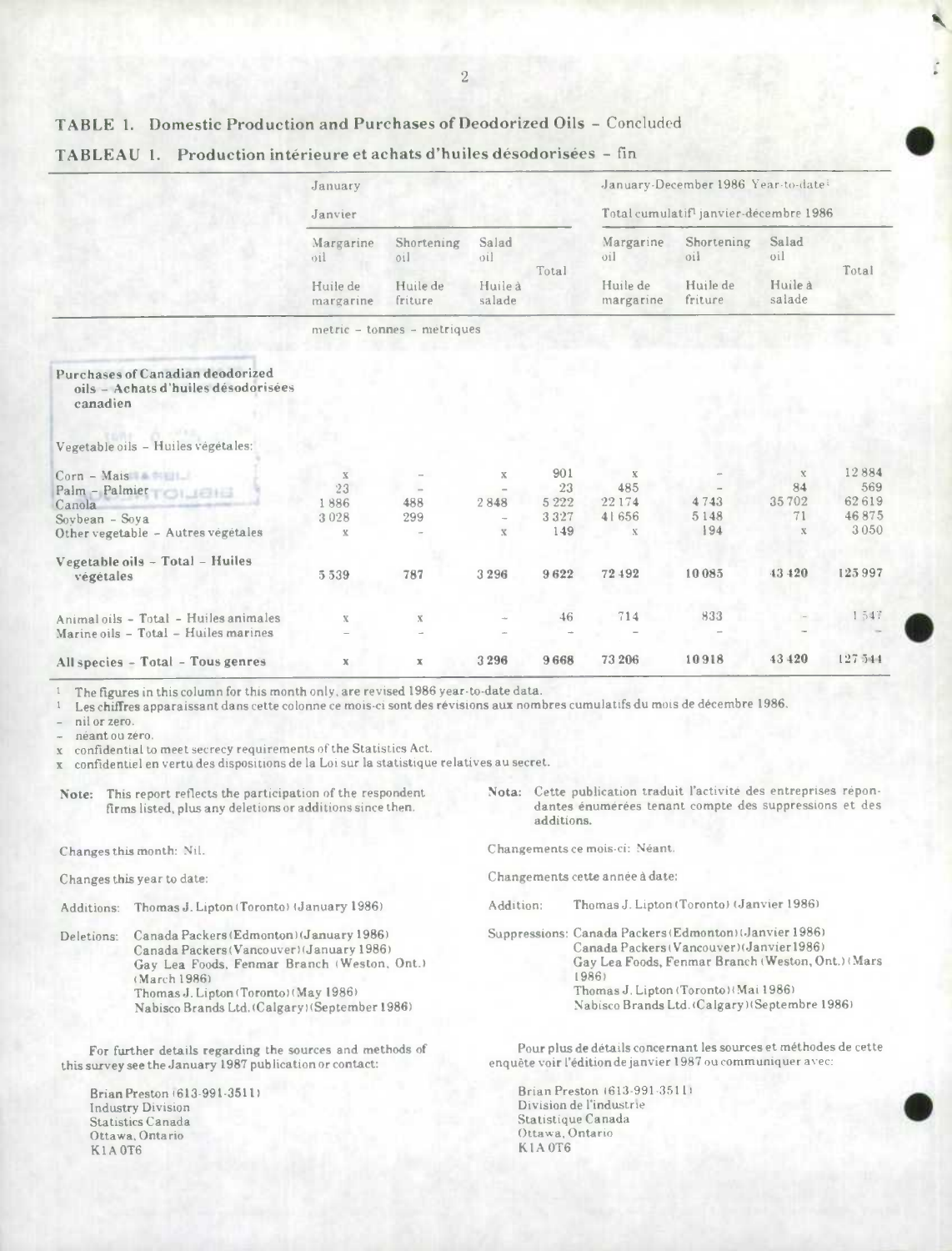## TABLE 1. Domestic Production and Purchases of Deodorized Oils – Concluded

## TABLEAU 1. Production intérieure et achats d'huiles désodorisées – fin

| | January / Janvier | | | | January-December 1986 Year-to-date[1] / Total cumulatif[1] janvier-décembre 1986 | | | |
|---|---|---|---|---|---|---|---|---|
| | Margarine oil / Huile de margarine | Shortening oil / Huile de friture | Salad oil / Huile à salade | Total | Margarine oil / Huile de margarine | Shortening oil / Huile de friture | Salad oil / Huile à salade | Total |
| | metric – tonnes – métriques | | | | | | | |
| **Purchases of Canadian deodorized oils – Achats d'huiles désodorisées canadien** | | | | | | | | |
| Vegetable oils – Huiles végétales: | | | | | | | | |
| Corn – Maïs | x | – | x | 901 | x | – | x | 12 884 |
| Palm – Palmier | 23 | – | – | 23 | 485 | – | 84 | 569 |
| Canola | 1 886 | 488 | 2 848 | 5 222 | 22 174 | 4 743 | 35 702 | 62 619 |
| Soybean – Soya | 3 028 | 299 | – | 3 327 | 41 656 | 5 148 | 71 | 46 875 |
| Other vegetable – Autres végétales | x | – | x | 149 | x | 194 | x | 3 050 |
| **Vegetable oils – Total – Huiles végétales** | 5 539 | 787 | 3 296 | 9 622 | 72 492 | 10 085 | 43 420 | 125 997 |
| Animal oils – Total – Huiles animales | x | x | – | 46 | 714 | 833 | – | 1 547 |
| Marine oils – Total – Huiles marines | – | – | – | – | – | – | – | – |
| **All species – Total – Tous genres** | x | x | 3 296 | 9 668 | 73 206 | 10 918 | 43 420 | 127 544 |

[1] The figures in this column for this month only, are revised 1986 year-to-date data.

[1] Les chiffres apparaissant dans cette colonne ce mois-ci sont des révisions aux nombres cumulatifs du mois de décembre 1986.

– nil or zero.

– néant ou zéro.

x confidential to meet secrecy requirements of the Statistics Act.

x confidentiel en vertu des dispositions de la Loi sur la statistique relatives au secret.

**Note:** This report reflects the participation of the respondent firms listed, plus any deletions or additions since then.

Changes this month: Nil.

Changes this year to date:

Additions: Thomas J. Lipton (Toronto) (January 1986)

Deletions: Canada Packers (Edmonton) (January 1986)
Canada Packers (Vancouver) (January 1986)
Gay Lea Foods, Fenmar Branch (Weston, Ont.) (March 1986)
Thomas J. Lipton (Toronto) (May 1986)
Nabisco Brands Ltd. (Calgary) (September 1986)

For further details regarding the sources and methods of this survey see the January 1987 publication or contact:

Brian Preston (613-991-3511)
Industry Division
Statistics Canada
Ottawa, Ontario
K1A 0T6

**Nota:** Cette publication traduit l'activité des entreprises répondantes énumérées tenant compte des suppressions et des additions.

Changements ce mois-ci: Néant.

Changements cette année à date:

Addition: Thomas J. Lipton (Toronto) (Janvier 1986)

Suppressions: Canada Packers (Edmonton) (Janvier 1986)
Canada Packers (Vancouver) (Janvier 1986)
Gay Lea Foods, Fenmar Branch (Weston, Ont.) (Mars 1986)
Thomas J. Lipton (Toronto) (Mai 1986)
Nabisco Brands Ltd. (Calgary) (Septembre 1986)

Pour plus de détails concernant les sources et méthodes de cette enquête voir l'édition de janvier 1987 ou communiquer avec:

Brian Preston (613-991-3511)
Division de l'industrie
Statistique Canada
Ottawa, Ontario
K1A 0T6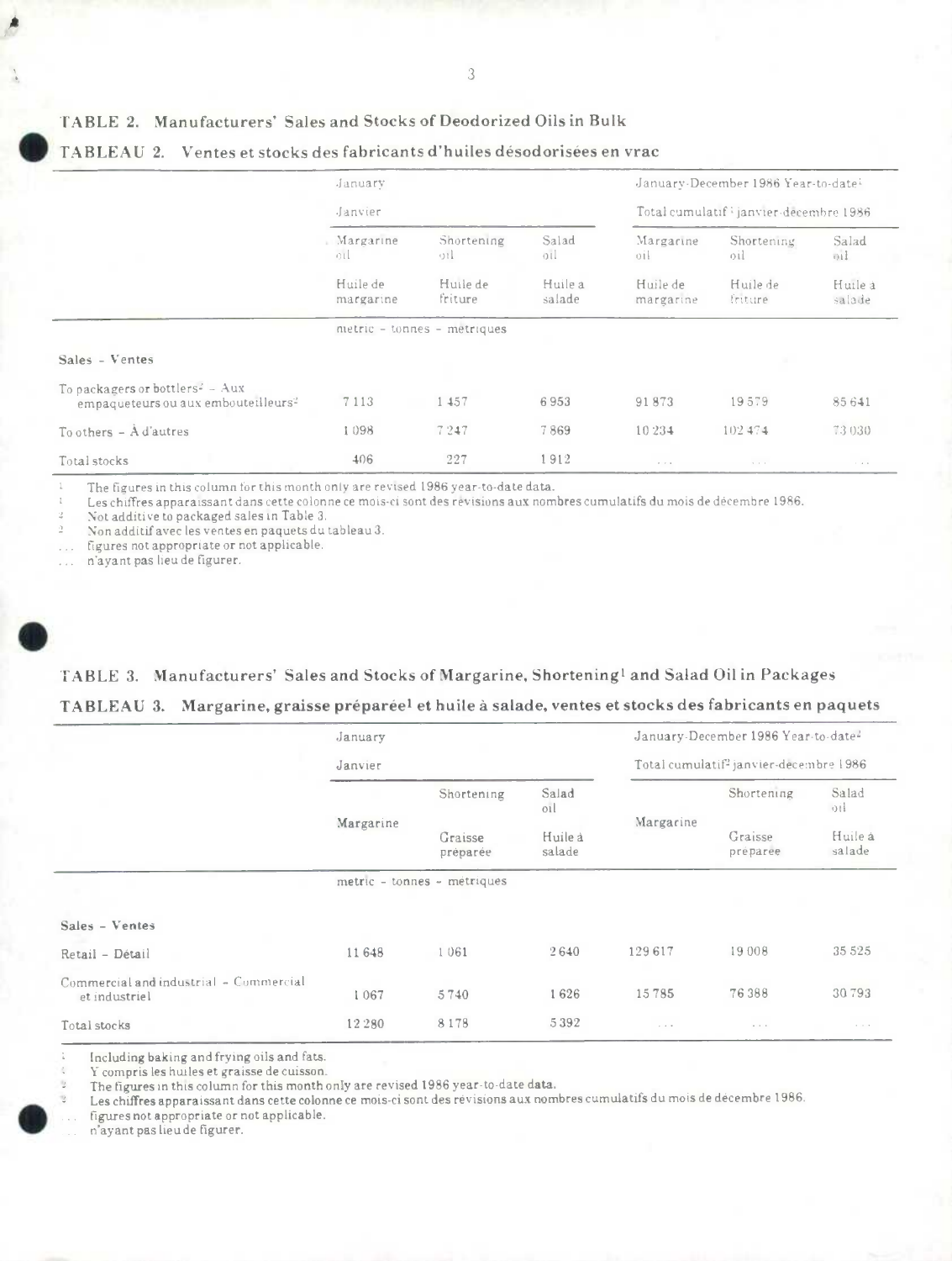## TABLE 2. Manufacturers' Sales and Stocks of Deodorized Oils in Bulk

## TABLEAU 2. Ventes et stocks des fabricants d'huiles désodorisées en vrac

| | January<br>Janvier | | | January-December 1986 Year-to-date[1]<br>Total cumulatif[1] janvier-décembre 1986 | | |
|---|---|---|---|---|---|---|
| | Margarine oil<br>Huile de margarine | Shortening oil<br>Huile de friture | Salad oil<br>Huile a salade | Margarine oil<br>Huile de margarine | Shortening oil<br>Huile de friture | Salad oil<br>Huile à salade |
| | metric - tonnes - métriques | | | | | |
| **Sales - Ventes** | | | | | | |
| To packagers or bottlers[2] - Aux empaqueteurs ou aux embouteilleurs[2] | 7 113 | 1 457 | 6 953 | 91 873 | 19 579 | 85 641 |
| To others - À d'autres | 1 098 | 7 247 | 7 869 | 10 234 | 102 474 | 73 030 |
| Total stocks | 406 | 227 | 1 912 | ... | ... | ... |

[1] The figures in this column for this month only are revised 1986 year-to-date data.
[1] Les chiffres apparaissant dans cette colonne ce mois-ci sont des révisions aux nombres cumulatifs du mois de décembre 1986.
[2] Not additive to packaged sales in Table 3.
[2] Non additif avec les ventes en paquets du tableau 3.
... figures not appropriate or not applicable.
... n'ayant pas lieu de figurer.

## TABLE 3. Manufacturers' Sales and Stocks of Margarine, Shortening[1] and Salad Oil in Packages

## TABLEAU 3. Margarine, graisse préparée[1] et huile à salade, ventes et stocks des fabricants en paquets

| | January<br>Janvier | | | January-December 1986 Year-to-date[2]<br>Total cumulatif[2] janvier-décembre 1986 | | |
|---|---|---|---|---|---|---|
| | Margarine | Shortening<br>Graisse préparée | Salad oil<br>Huile à salade | Margarine | Shortening<br>Graisse préparée | Salad oil<br>Huile à salade |
| | metric - tonnes - métriques | | | | | |
| **Sales - Ventes** | | | | | | |
| Retail - Détail | 11 648 | 1 061 | 2 640 | 129 617 | 19 008 | 35 525 |
| Commercial and industrial - Commercial et industriel | 1 067 | 5 740 | 1 626 | 15 785 | 76 388 | 30 793 |
| Total stocks | 12 280 | 8 178 | 5 392 | ... | ... | ... |

[1] Including baking and frying oils and fats.
[1] Y compris les huiles et graisse de cuisson.
[2] The figures in this column for this month only are revised 1986 year-to-date data.
[2] Les chiffres apparaissant dans cette colonne ce mois-ci sont des révisions aux nombres cumulatifs du mois de décembre 1986.
... figures not appropriate or not applicable.
... n'ayant pas lieu de figurer.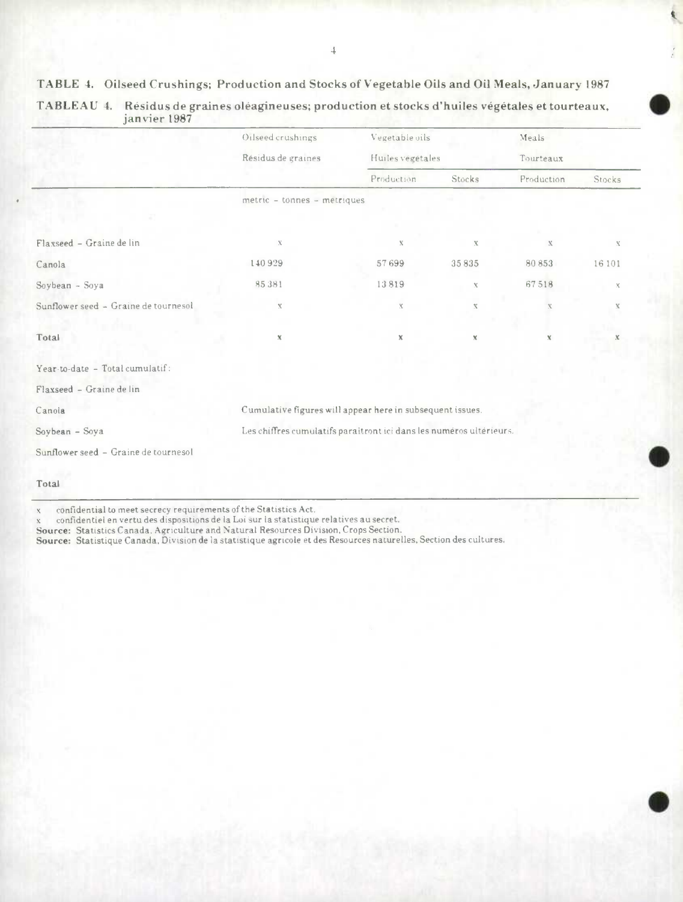**TABLE 4. Oilseed Crushings; Production and Stocks of Vegetable Oils and Oil Meals, January 1987**

**TABLEAU 4. Résidus de graines oléagineuses; production et stocks d'huiles végétales et tourteaux, janvier 1987**

| | Oilseed crushings | Vegetable oils | | Meals | |
|---|---|---|---|---|---|
| | Résidus de graines | Huiles végetales | | Tourteaux | |
| | | Production | Stocks | Production | Stocks |
| | metric - tonnes - métriques | | | | |
| Flaxseed - Graine de lin | x | x | x | x | x |
| Canola | 140 929 | 57 699 | 35 835 | 80 853 | 16 101 |
| Soybean - Soya | 85 381 | 13 819 | x | 67 518 | x |
| Sunflower seed - Graine de tournesol | x | x | x | x | x |
| **Total** | x | x | x | x | x |
| Year-to-date - Total cumulatif: | | | | | |
| Flaxseed - Graine de lin | | | | | |
| Canola | Cumulative figures will appear here in subsequent issues. | | | | |
| Soybean - Soya | Les chiffres cumulatifs paraitront ici dans les numéros ultérieurs. | | | | |
| Sunflower seed - Graine de tournesol | | | | | |
| **Total** | | | | | |

x confidential to meet secrecy requirements of the Statistics Act.
x confidentiel en vertu des dispositions de la Loi sur la statistique relatives au secret.
**Source:** Statistics Canada, Agriculture and Natural Resources Division, Crops Section.
**Source:** Statistique Canada, Division de la statistique agricole et des Resources naturelles, Section des cultures.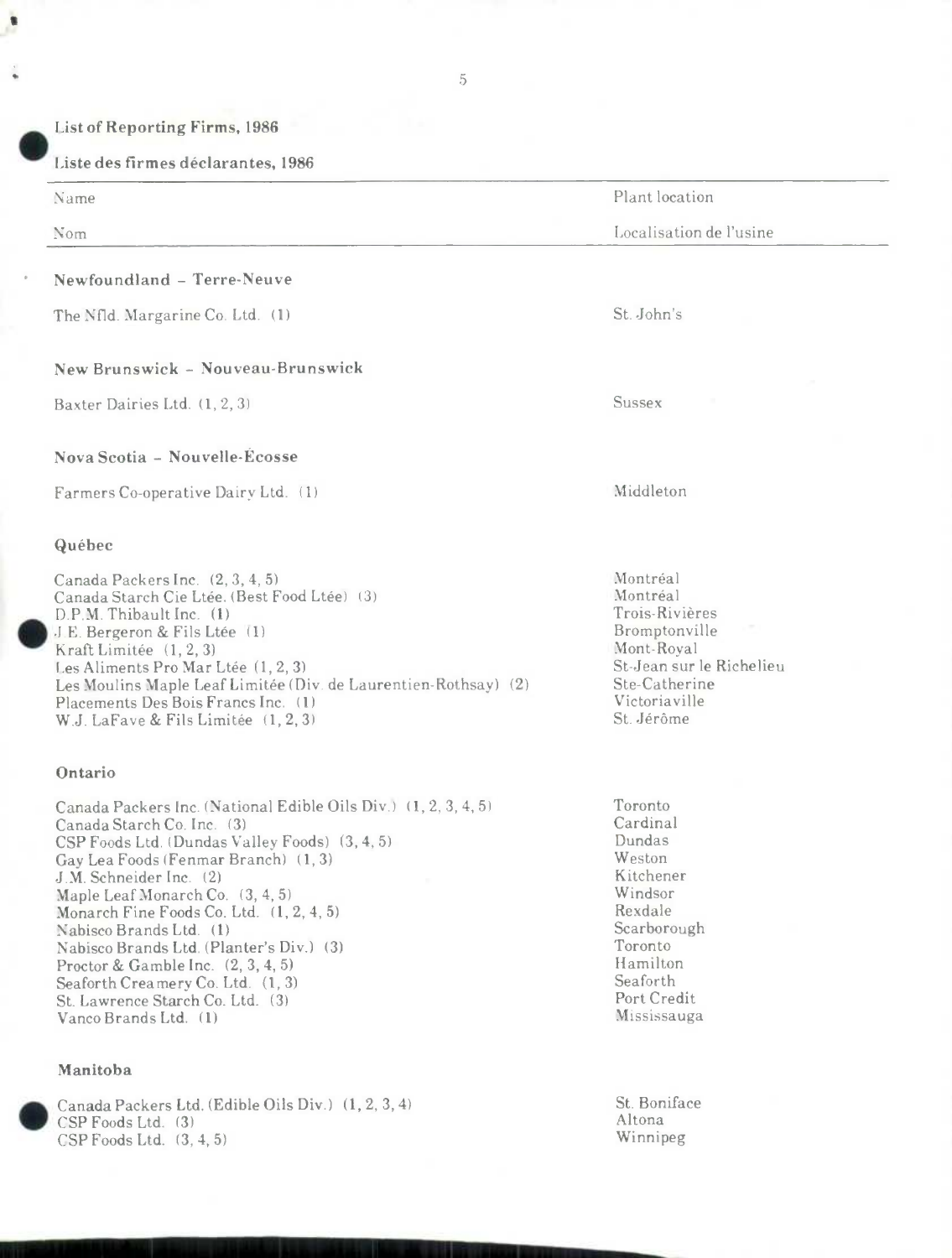## List of Reporting Firms, 1986

## Liste des firmes déclarantes, 1986

| Name<br>Nom | Plant location<br>Localisation de l'usine |
|---|---|
| **Newfoundland – Terre-Neuve** | |
| The Nfld. Margarine Co. Ltd. (1) | St. John's |
| **New Brunswick – Nouveau-Brunswick** | |
| Baxter Dairies Ltd. (1, 2, 3) | Sussex |
| **Nova Scotia – Nouvelle-Écosse** | |
| Farmers Co-operative Dairy Ltd. (1) | Middleton |
| **Québec** | |
| Canada Packers Inc. (2, 3, 4, 5) | Montréal |
| Canada Starch Cie Ltée. (Best Food Ltée) (3) | Montréal |
| D.P.M. Thibault Inc. (1) | Trois-Rivières |
| J.E. Bergeron & Fils Ltée (1) | Bromptonville |
| Kraft Limitée (1, 2, 3) | Mont-Royal |
| Les Aliments Pro Mar Ltée (1, 2, 3) | St-Jean sur le Richelieu |
| Les Moulins Maple Leaf Limitée (Div. de Laurentien-Rothsay) (2) | Ste-Catherine |
| Placements Des Bois Francs Inc. (1) | Victoriaville |
| W.J. LaFave & Fils Limitée (1, 2, 3) | St. Jérôme |
| **Ontario** | |
| Canada Packers Inc. (National Edible Oils Div.) (1, 2, 3, 4, 5) | Toronto |
| Canada Starch Co. Inc. (3) | Cardinal |
| CSP Foods Ltd. (Dundas Valley Foods) (3, 4, 5) | Dundas |
| Gay Lea Foods (Fenmar Branch) (1, 3) | Weston |
| J.M. Schneider Inc. (2) | Kitchener |
| Maple Leaf Monarch Co. (3, 4, 5) | Windsor |
| Monarch Fine Foods Co. Ltd. (1, 2, 4, 5) | Rexdale |
| Nabisco Brands Ltd. (1) | Scarborough |
| Nabisco Brands Ltd. (Planter's Div.) (3) | Toronto |
| Proctor & Gamble Inc. (2, 3, 4, 5) | Hamilton |
| Seaforth Creamery Co. Ltd. (1, 3) | Seaforth |
| St. Lawrence Starch Co. Ltd. (3) | Port Credit |
| Vanco Brands Ltd. (1) | Mississauga |
| **Manitoba** | |
| Canada Packers Ltd. (Edible Oils Div.) (1, 2, 3, 4) | St. Boniface |
| CSP Foods Ltd. (3) | Altona |
| CSP Foods Ltd. (3, 4, 5) | Winnipeg |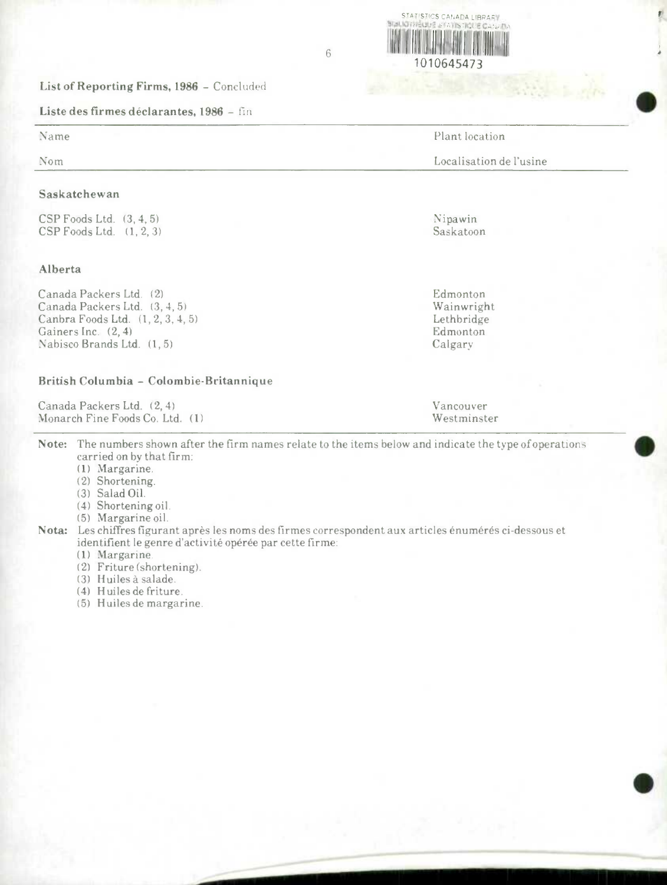**List of Reporting Firms, 1986** – Concluded

**Liste des firmes déclarantes, 1986** – fin

| Name<br>Nom | Plant location<br>Localisation de l'usine |
|---|---|
| **Saskatchewan** | |
| CSP Foods Ltd. (3, 4, 5) | Nipawin |
| CSP Foods Ltd. (1, 2, 3) | Saskatoon |
| **Alberta** | |
| Canada Packers Ltd. (2) | Edmonton |
| Canada Packers Ltd. (3, 4, 5) | Wainwright |
| Canbra Foods Ltd. (1, 2, 3, 4, 5) | Lethbridge |
| Gainers Inc. (2, 4) | Edmonton |
| Nabisco Brands Ltd. (1, 5) | Calgary |
| **British Columbia – Colombie-Britannique** | |
| Canada Packers Ltd. (2, 4) | Vancouver |
| Monarch Fine Foods Co. Ltd. (1) | Westminster |

**Note:** The numbers shown after the firm names relate to the items below and indicate the type of operations carried on by that firm:

(1) Margarine.
(2) Shortening.
(3) Salad Oil.
(4) Shortening oil.
(5) Margarine oil.

**Nota:** Les chiffres figurant après les noms des firmes correspondent aux articles énumérés ci-dessous et identifient le genre d'activité opérée par cette firme:

(1) Margarine.
(2) Friture (shortening).
(3) Huiles à salade.
(4) Huiles de friture.
(5) Huiles de margarine.